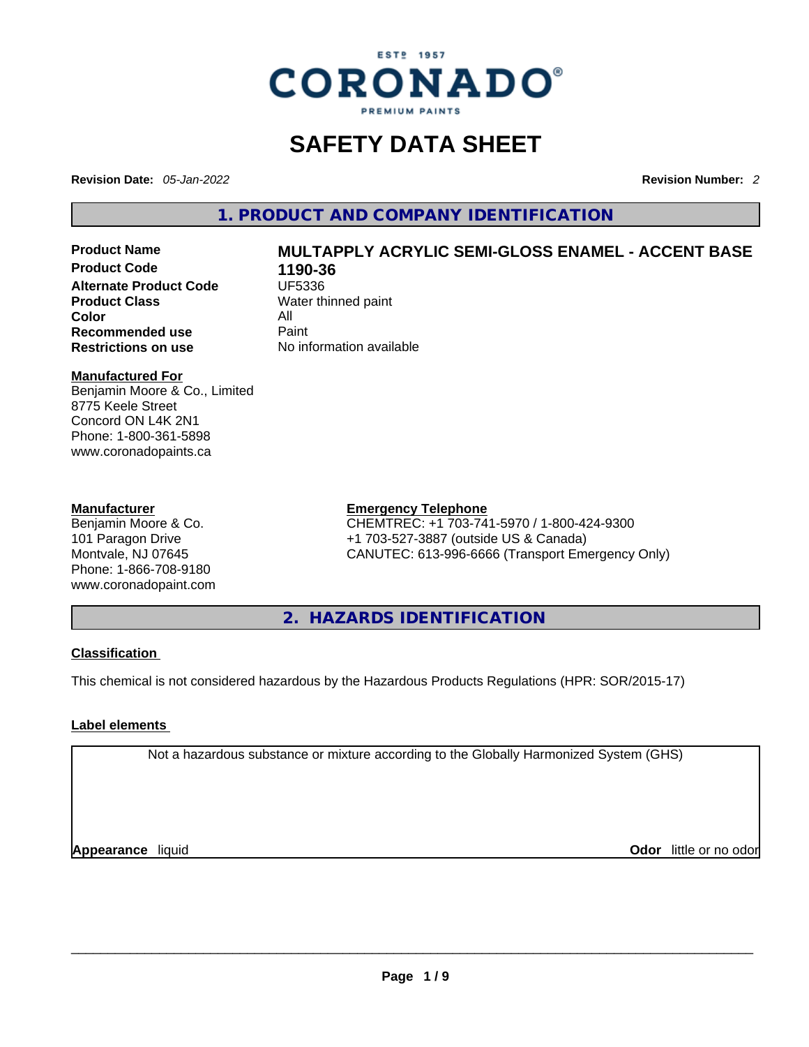ESTº 1957
CORONADO®
PREMIUM PAINTS

# SAFETY DATA SHEET

**Revision Date:** *05-Jan-2022* **Revision Number:** *2*

## 1. PRODUCT AND COMPANY IDENTIFICATION

| | |
|---|---|
| **Product Name** | **MULTAPPLY ACRYLIC SEMI-GLOSS ENAMEL - ACCENT BASE** |
| **Product Code** | **1190-36** |
| **Alternate Product Code** | UF5336 |
| **Product Class** | Water thinned paint |
| **Color** | All |
| **Recommended use** | Paint |
| **Restrictions on use** | No information available |

**Manufactured For**
Benjamin Moore & Co., Limited
8775 Keele Street
Concord ON L4K 2N1
Phone: 1-800-361-5898
www.coronadopaints.ca

**Manufacturer**
Benjamin Moore & Co.
101 Paragon Drive
Montvale, NJ 07645
Phone: 1-866-708-9180
www.coronadopaint.com

**Emergency Telephone**
CHEMTREC: +1 703-741-5970 / 1-800-424-9300
+1 703-527-3887 (outside US & Canada)
CANUTEC: 613-996-6666 (Transport Emergency Only)

## 2. HAZARDS IDENTIFICATION

**Classification**

This chemical is not considered hazardous by the Hazardous Products Regulations (HPR: SOR/2015-17)

**Label elements**

Not a hazardous substance or mixture according to the Globally Harmonized System (GHS)

**Appearance** liquid **Odor** little or no odor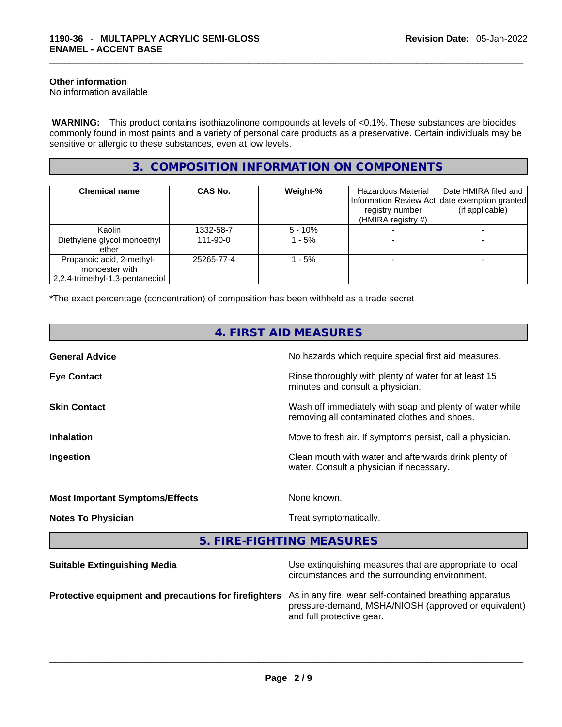**Other information**
No information available

**WARNING:** This product contains isothiazolinone compounds at levels of <0.1%. These substances are biocides commonly found in most paints and a variety of personal care products as a preservative. Certain individuals may be sensitive or allergic to these substances, even at low levels.

## 3. COMPOSITION INFORMATION ON COMPONENTS

| Chemical name | CAS No. | Weight-% | Hazardous Material Information Review Act registry number (HMIRA registry #) | Date HMIRA filed and date exemption granted (if applicable) |
|---|---|---|---|---|
| Kaolin | 1332-58-7 | 5 - 10% | - | - |
| Diethylene glycol monoethyl ether | 111-90-0 | 1 - 5% | - | - |
| Propanoic acid, 2-methyl-, monoester with 2,2,4-trimethyl-1,3-pentanediol | 25265-77-4 | 1 - 5% | - | - |

*The exact percentage (concentration) of composition has been withheld as a trade secret

## 4. FIRST AID MEASURES

**General Advice** — No hazards which require special first aid measures.

**Eye Contact** — Rinse thoroughly with plenty of water for at least 15 minutes and consult a physician.

**Skin Contact** — Wash off immediately with soap and plenty of water while removing all contaminated clothes and shoes.

**Inhalation** — Move to fresh air. If symptoms persist, call a physician.

**Ingestion** — Clean mouth with water and afterwards drink plenty of water. Consult a physician if necessary.

**Most Important Symptoms/Effects** — None known.

**Notes To Physician** — Treat symptomatically.

## 5. FIRE-FIGHTING MEASURES

**Suitable Extinguishing Media** — Use extinguishing measures that are appropriate to local circumstances and the surrounding environment.

**Protective equipment and precautions for firefighters** — As in any fire, wear self-contained breathing apparatus pressure-demand, MSHA/NIOSH (approved or equivalent) and full protective gear.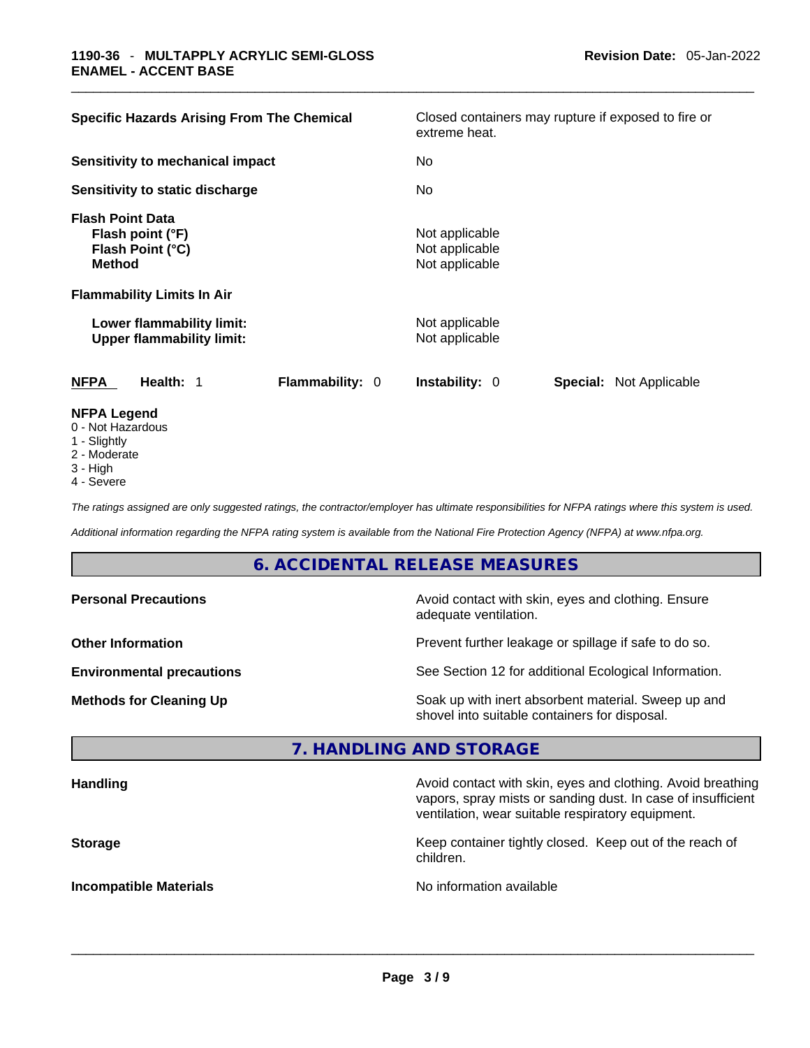| | |
|---|---|
| **Specific Hazards Arising From The Chemical** | Closed containers may rupture if exposed to fire or extreme heat. |
| **Sensitivity to mechanical impact** | No |
| **Sensitivity to static discharge** | No |

**Flash Point Data**

| | |
|---|---|
| **Flash point (°F)** | Not applicable |
| **Flash Point (°C)** | Not applicable |
| **Method** | Not applicable |

**Flammability Limits In Air**

| | |
|---|---|
| **Lower flammability limit:** | Not applicable |
| **Upper flammability limit:** | Not applicable |

| **NFPA** | **Health:** 1 | **Flammability:** 0 | **Instability:** 0 | **Special:** Not Applicable |
|---|---|---|---|---|

**NFPA Legend**
- 0 - Not Hazardous
- 1 - Slightly
- 2 - Moderate
- 3 - High
- 4 - Severe

*The ratings assigned are only suggested ratings, the contractor/employer has ultimate responsibilities for NFPA ratings where this system is used.*

*Additional information regarding the NFPA rating system is available from the National Fire Protection Agency (NFPA) at www.nfpa.org.*

## 6. ACCIDENTAL RELEASE MEASURES

| | |
|---|---|
| **Personal Precautions** | Avoid contact with skin, eyes and clothing. Ensure adequate ventilation. |
| **Other Information** | Prevent further leakage or spillage if safe to do so. |
| **Environmental precautions** | See Section 12 for additional Ecological Information. |
| **Methods for Cleaning Up** | Soak up with inert absorbent material. Sweep up and shovel into suitable containers for disposal. |

## 7. HANDLING AND STORAGE

| | |
|---|---|
| **Handling** | Avoid contact with skin, eyes and clothing. Avoid breathing vapors, spray mists or sanding dust. In case of insufficient ventilation, wear suitable respiratory equipment. |
| **Storage** | Keep container tightly closed. Keep out of the reach of children. |
| **Incompatible Materials** | No information available |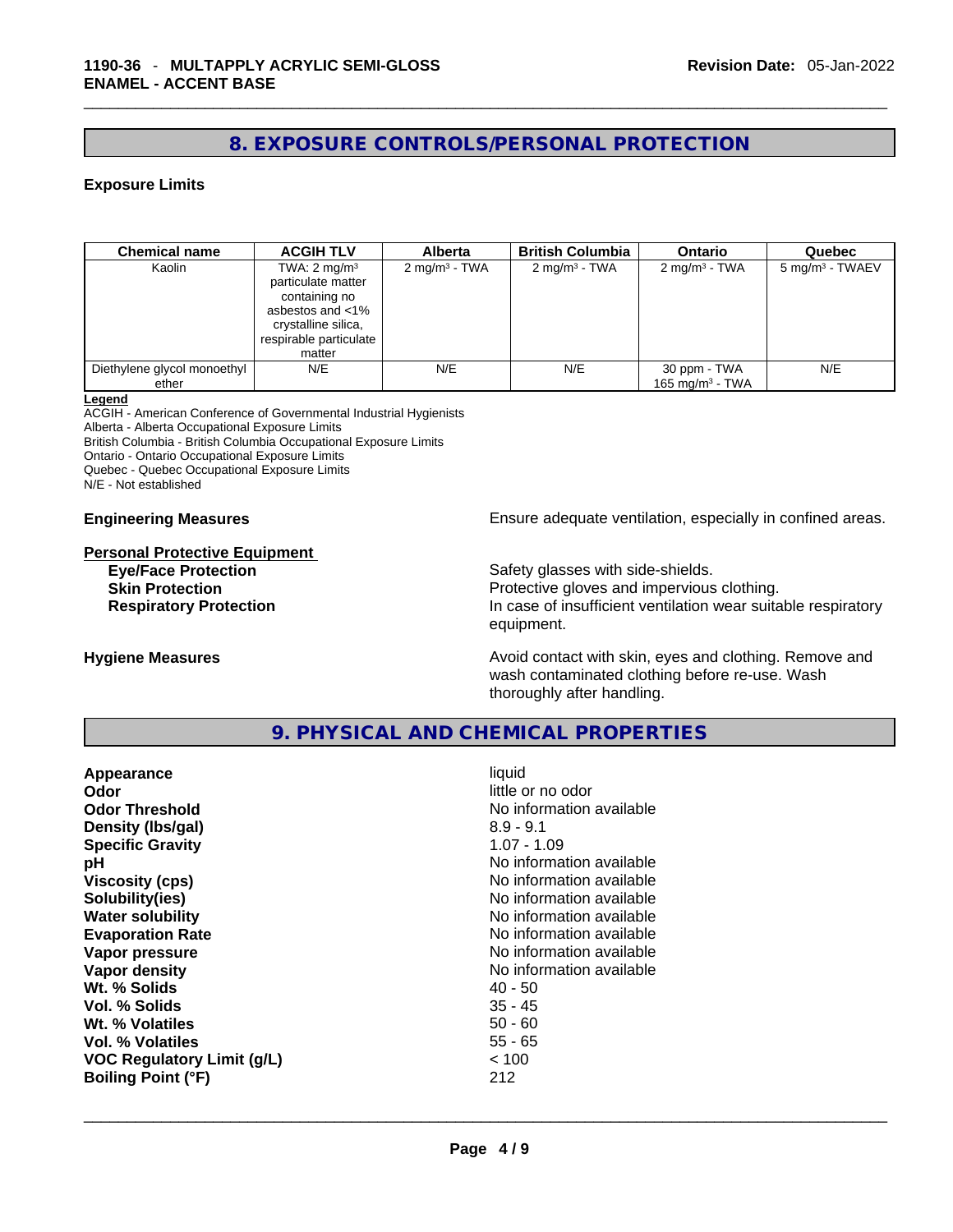## 8. EXPOSURE CONTROLS/PERSONAL PROTECTION

### Exposure Limits

| Chemical name | ACGIH TLV | Alberta | British Columbia | Ontario | Quebec |
|---|---|---|---|---|---|
| Kaolin | TWA: 2 mg/m$^3$ particulate matter containing no asbestos and <1% crystalline silica, respirable particulate matter | 2 mg/m$^3$ - TWA | 2 mg/m$^3$ - TWA | 2 mg/m$^3$ - TWA | 5 mg/m$^3$ - TWAEV |
| Diethylene glycol monoethyl ether | N/E | N/E | N/E | 30 ppm - TWA<br>165 mg/m$^3$ - TWA | N/E |

**Legend**
ACGIH - American Conference of Governmental Industrial Hygienists
Alberta - Alberta Occupational Exposure Limits
British Columbia - British Columbia Occupational Exposure Limits
Ontario - Ontario Occupational Exposure Limits
Quebec - Quebec Occupational Exposure Limits
N/E - Not established

**Engineering Measures** Ensure adequate ventilation, especially in confined areas.

**Personal Protective Equipment**

**Eye/Face Protection** Safety glasses with side-shields.

**Skin Protection** Protective gloves and impervious clothing.

**Respiratory Protection** In case of insufficient ventilation wear suitable respiratory equipment.

**Hygiene Measures** Avoid contact with skin, eyes and clothing. Remove and wash contaminated clothing before re-use. Wash thoroughly after handling.

## 9. PHYSICAL AND CHEMICAL PROPERTIES

**Appearance** liquid
**Odor** little or no odor
**Odor Threshold** No information available
**Density (lbs/gal)** 8.9 - 9.1
**Specific Gravity** 1.07 - 1.09
**pH** No information available
**Viscosity (cps)** No information available
**Solubility(ies)** No information available
**Water solubility** No information available
**Evaporation Rate** No information available
**Vapor pressure** No information available
**Vapor density** No information available
**Wt. % Solids** 40 - 50
**Vol. % Solids** 35 - 45
**Wt. % Volatiles** 50 - 60
**Vol. % Volatiles** 55 - 65
**VOC Regulatory Limit (g/L)** < 100
**Boiling Point (°F)** 212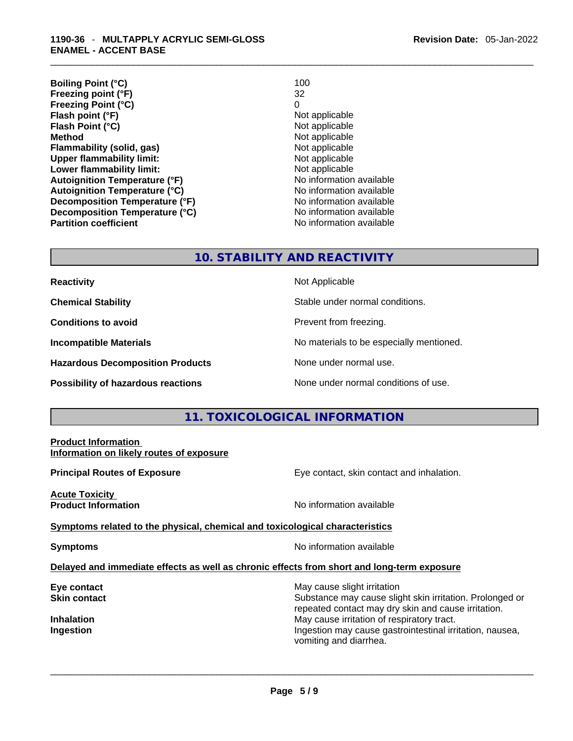| | |
|---|---|
| **Boiling Point (°C)** | 100 |
| **Freezing point (°F)** | 32 |
| **Freezing Point (°C)** | 0 |
| **Flash point (°F)** | Not applicable |
| **Flash Point (°C)** | Not applicable |
| **Method** | Not applicable |
| **Flammability (solid, gas)** | Not applicable |
| **Upper flammability limit:** | Not applicable |
| **Lower flammability limit:** | Not applicable |
| **Autoignition Temperature (°F)** | No information available |
| **Autoignition Temperature (°C)** | No information available |
| **Decomposition Temperature (°F)** | No information available |
| **Decomposition Temperature (°C)** | No information available |
| **Partition coefficient** | No information available |

## 10. STABILITY AND REACTIVITY

| | |
|---|---|
| **Reactivity** | Not Applicable |
| **Chemical Stability** | Stable under normal conditions. |
| **Conditions to avoid** | Prevent from freezing. |
| **Incompatible Materials** | No materials to be especially mentioned. |
| **Hazardous Decomposition Products** | None under normal use. |
| **Possibility of hazardous reactions** | None under normal conditions of use. |

## 11. TOXICOLOGICAL INFORMATION

**Product Information**
**Information on likely routes of exposure**

**Principal Routes of Exposure** — Eye contact, skin contact and inhalation.

**Acute Toxicity**
**Product Information** — No information available

**Symptoms related to the physical, chemical and toxicological characteristics**

**Symptoms** — No information available

**Delayed and immediate effects as well as chronic effects from short and long-term exposure**

| | |
|---|---|
| **Eye contact** | May cause slight irritation |
| **Skin contact** | Substance may cause slight skin irritation. Prolonged or repeated contact may dry skin and cause irritation. |
| **Inhalation** | May cause irritation of respiratory tract. |
| **Ingestion** | Ingestion may cause gastrointestinal irritation, nausea, vomiting and diarrhea. |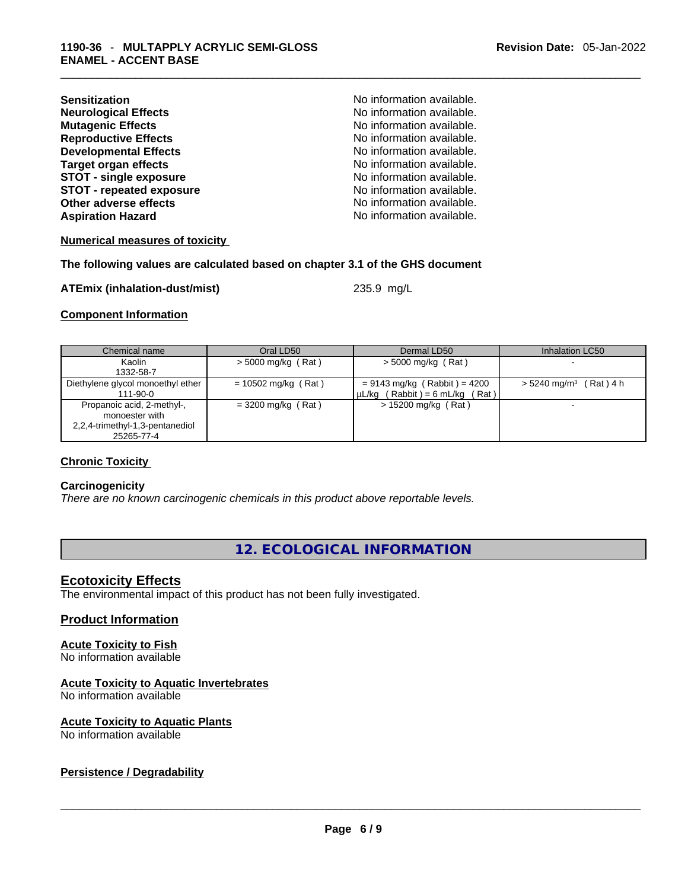**Sensitization** No information available.
**Neurological Effects** No information available.
**Mutagenic Effects** No information available.
**Reproductive Effects** No information available.
**Developmental Effects** No information available.
**Target organ effects** No information available.
**STOT - single exposure** No information available.
**STOT - repeated exposure** No information available.
**Other adverse effects** No information available.
**Aspiration Hazard** No information available.

**Numerical measures of toxicity**

**The following values are calculated based on chapter 3.1 of the GHS document**

**ATEmix (inhalation-dust/mist)** 235.9 mg/L

**Component Information**

| Chemical name | Oral LD50 | Dermal LD50 | Inhalation LC50 |
|---|---|---|---|
| Kaolin<br>1332-58-7 | > 5000 mg/kg ( Rat ) | > 5000 mg/kg ( Rat ) | - |
| Diethylene glycol monoethyl ether<br>111-90-0 | = 10502 mg/kg ( Rat ) | = 9143 mg/kg ( Rabbit ) = 4200 µL/kg ( Rabbit ) = 6 mL/kg ( Rat ) | > 5240 mg/m³ ( Rat ) 4 h |
| Propanoic acid, 2-methyl-, monoester with 2,2,4-trimethyl-1,3-pentanediol<br>25265-77-4 | = 3200 mg/kg ( Rat ) | > 15200 mg/kg ( Rat ) | - |

**Chronic Toxicity**

**Carcinogenicity**
*There are no known carcinogenic chemicals in this product above reportable levels.*

## 12. ECOLOGICAL INFORMATION

### Ecotoxicity Effects
The environmental impact of this product has not been fully investigated.

### Product Information

**Acute Toxicity to Fish**
No information available

**Acute Toxicity to Aquatic Invertebrates**
No information available

**Acute Toxicity to Aquatic Plants**
No information available

**Persistence / Degradability**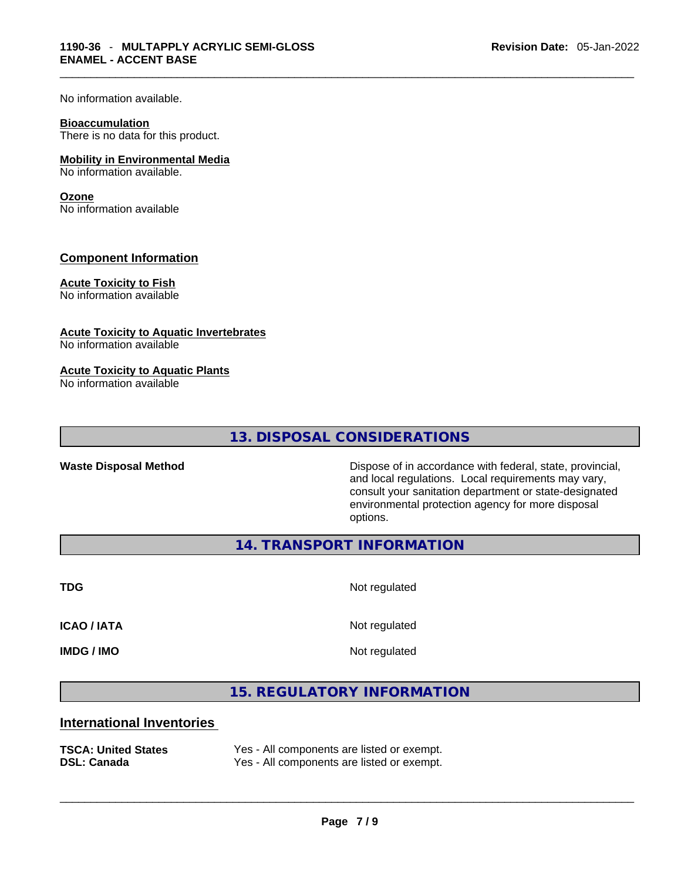No information available.

**Bioaccumulation**
There is no data for this product.

**Mobility in Environmental Media**
No information available.

**Ozone**
No information available

### Component Information

**Acute Toxicity to Fish**
No information available

**Acute Toxicity to Aquatic Invertebrates**
No information available

**Acute Toxicity to Aquatic Plants**
No information available

## 13. DISPOSAL CONSIDERATIONS

**Waste Disposal Method** Dispose of in accordance with federal, state, provincial, and local regulations. Local requirements may vary, consult your sanitation department or state-designated environmental protection agency for more disposal options.

## 14. TRANSPORT INFORMATION

**TDG** Not regulated

**ICAO / IATA** Not regulated

**IMDG / IMO** Not regulated

## 15. REGULATORY INFORMATION

### International Inventories

**TSCA: United States** Yes - All components are listed or exempt.
**DSL: Canada** Yes - All components are listed or exempt.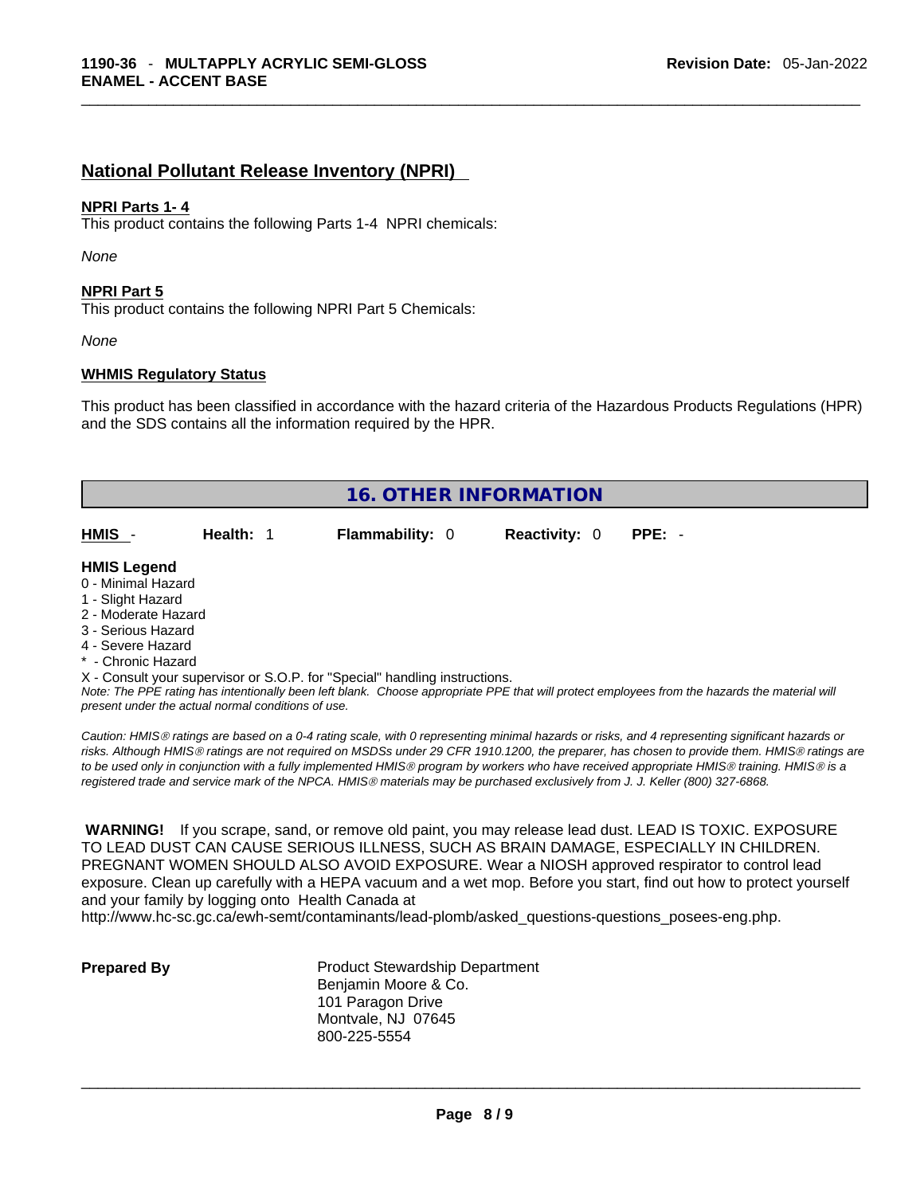## National Pollutant Release Inventory (NPRI)

**NPRI Parts 1- 4**

This product contains the following Parts 1-4 NPRI chemicals:

*None*

**NPRI Part 5**

This product contains the following NPRI Part 5 Chemicals:

*None*

**WHMIS Regulatory Status**

This product has been classified in accordance with the hazard criteria of the Hazardous Products Regulations (HPR) and the SDS contains all the information required by the HPR.

## 16. OTHER INFORMATION

| HMIS - | Health: 1 | Flammability: 0 | Reactivity: 0 | PPE: - |
|---|---|---|---|---|

**HMIS Legend**

0 - Minimal Hazard
1 - Slight Hazard
2 - Moderate Hazard
3 - Serious Hazard
4 - Severe Hazard
* - Chronic Hazard
X - Consult your supervisor or S.O.P. for "Special" handling instructions.

*Note: The PPE rating has intentionally been left blank. Choose appropriate PPE that will protect employees from the hazards the material will present under the actual normal conditions of use.*

*Caution: HMIS® ratings are based on a 0-4 rating scale, with 0 representing minimal hazards or risks, and 4 representing significant hazards or risks. Although HMIS® ratings are not required on MSDSs under 29 CFR 1910.1200, the preparer, has chosen to provide them. HMIS® ratings are to be used only in conjunction with a fully implemented HMIS® program by workers who have received appropriate HMIS® training. HMIS® is a registered trade and service mark of the NPCA. HMIS® materials may be purchased exclusively from J. J. Keller (800) 327-6868.*

**WARNING!** If you scrape, sand, or remove old paint, you may release lead dust. LEAD IS TOXIC. EXPOSURE TO LEAD DUST CAN CAUSE SERIOUS ILLNESS, SUCH AS BRAIN DAMAGE, ESPECIALLY IN CHILDREN. PREGNANT WOMEN SHOULD ALSO AVOID EXPOSURE. Wear a NIOSH approved respirator to control lead exposure. Clean up carefully with a HEPA vacuum and a wet mop. Before you start, find out how to protect yourself and your family by logging onto Health Canada at http://www.hc-sc.gc.ca/ewh-semt/contaminants/lead-plomb/asked_questions-questions_posees-eng.php.

**Prepared By**

Product Stewardship Department
Benjamin Moore & Co.
101 Paragon Drive
Montvale, NJ 07645
800-225-5554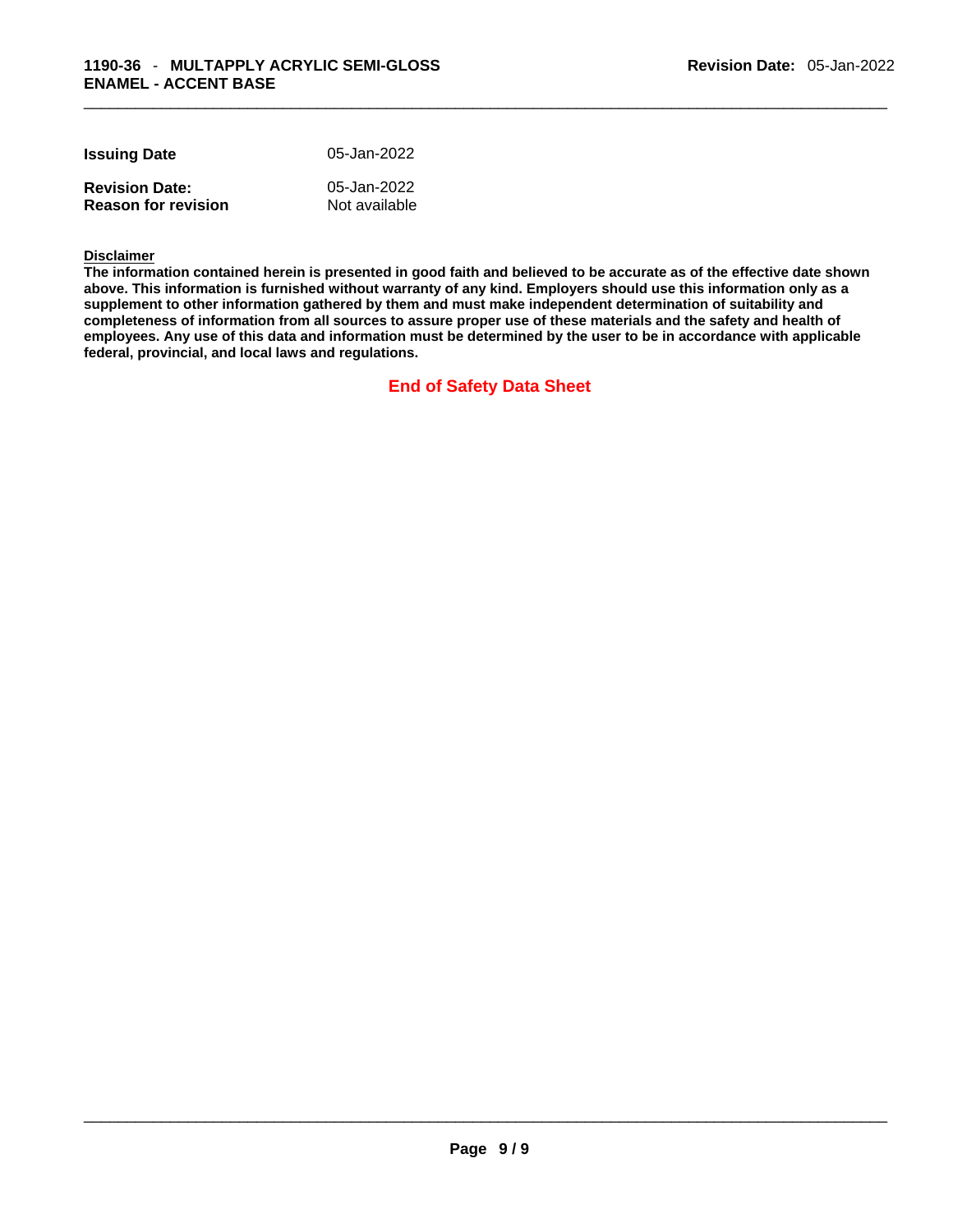| | |
|---|---|
| **Issuing Date** | 05-Jan-2022 |
| **Revision Date:** | 05-Jan-2022 |
| **Reason for revision** | Not available |

**Disclaimer**

**The information contained herein is presented in good faith and believed to be accurate as of the effective date shown above. This information is furnished without warranty of any kind. Employers should use this information only as a supplement to other information gathered by them and must make independent determination of suitability and completeness of information from all sources to assure proper use of these materials and the safety and health of employees. Any use of this data and information must be determined by the user to be in accordance with applicable federal, provincial, and local laws and regulations.**

**End of Safety Data Sheet**